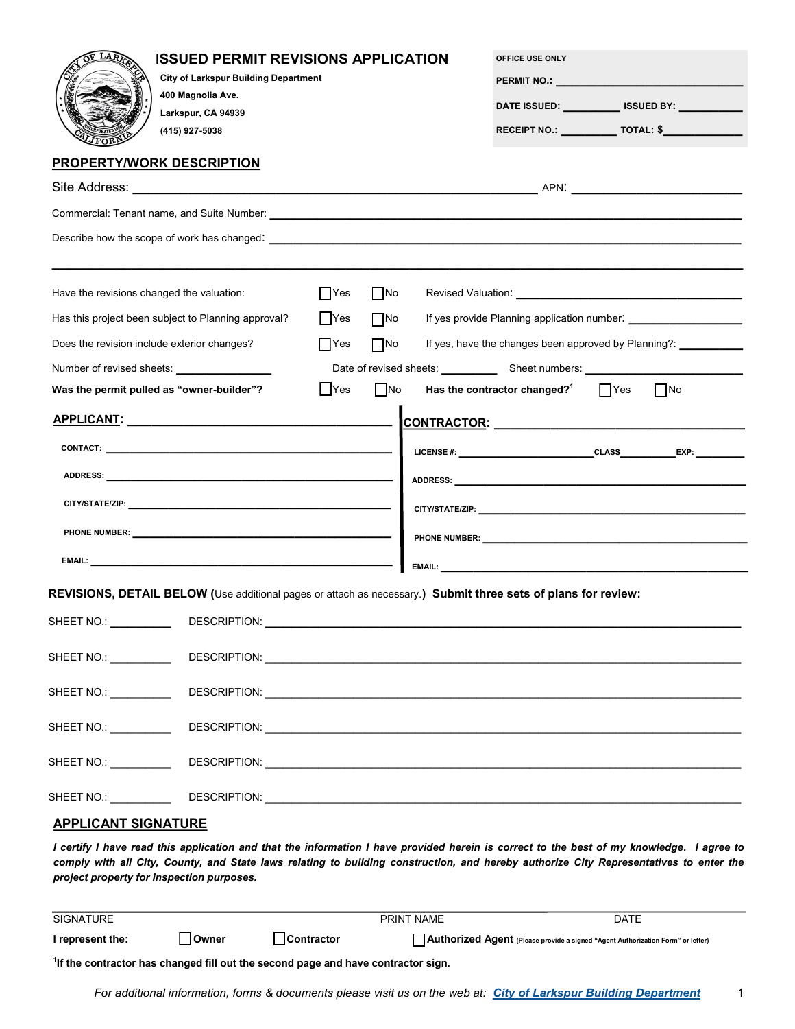# ISSUED PERMIT REVISIONS APPLICATION

**City of Larkspur Building Department**
**400 Magnolia Ave.**
**Larkspur, CA 94939**
**(415) 927-5038**

**OFFICE USE ONLY**

**PERMIT NO.:** ______________________________

**DATE ISSUED:** __________ **ISSUED BY:** ____________

**RECEIPT NO.:** __________ **TOTAL: $**______________

## PROPERTY/WORK DESCRIPTION

Site Address: ______________________________________________ APN: ______________________

Commercial: Tenant name, and Suite Number: ______________________________________________

Describe how the scope of work has changed: ______________________________________________

______________________________________________________________________________

Have the revisions changed the valuation: ☐Yes ☐No Revised Valuation: ______________________

Has this project been subject to Planning approval? ☐Yes ☐No If yes provide Planning application number: ______________

Does the revision include exterior changes? ☐Yes ☐No If yes, have the changes been approved by Planning?: __________

Number of revised sheets: ______________ Date of revised sheets: __________ Sheet numbers: ______________________

**Was the permit pulled as "owner-builder"?** ☐Yes ☐No **Has the contractor changed?[1]** ☐Yes ☐No

## APPLICANT: ______________________________

**CONTACT:** ______________________________

**ADDRESS:** ______________________________

**CITY/STATE/ZIP:** ______________________________

**PHONE NUMBER:** ______________________________

**EMAIL:** ______________________________

## CONTRACTOR: ______________________________

**LICENSE #:** ______________________ **CLASS**__________ **EXP:** __________

**ADDRESS:** ______________________________

**CITY/STATE/ZIP:** ______________________________

**PHONE NUMBER:** ______________________________

**EMAIL:** ______________________________

**REVISIONS, DETAIL BELOW (**Use additional pages or attach as necessary.**) Submit three sets of plans for review:**

SHEET NO.: __________ DESCRIPTION: ______________________________________________

SHEET NO.: __________ DESCRIPTION: ______________________________________________

SHEET NO.: __________ DESCRIPTION: ______________________________________________

SHEET NO.: __________ DESCRIPTION: ______________________________________________

SHEET NO.: __________ DESCRIPTION: ______________________________________________

SHEET NO.: __________ DESCRIPTION: ______________________________________________

## APPLICANT SIGNATURE

***I certify I have read this application and that the information I have provided herein is correct to the best of my knowledge. I agree to comply with all City, County, and State laws relating to building construction, and hereby authorize City Representatives to enter the project property for inspection purposes.***

______________________________________________________________________________

SIGNATURE PRINT NAME DATE

**I represent the:** ☐**Owner** ☐**Contractor** ☐**Authorized Agent** (Please provide a signed "Agent Authorization Form" or letter)

**[1]If the contractor has changed fill out the second page and have contractor sign.**

*For additional information, forms & documents please visit us on the web at:* ***City of Larkspur Building Department***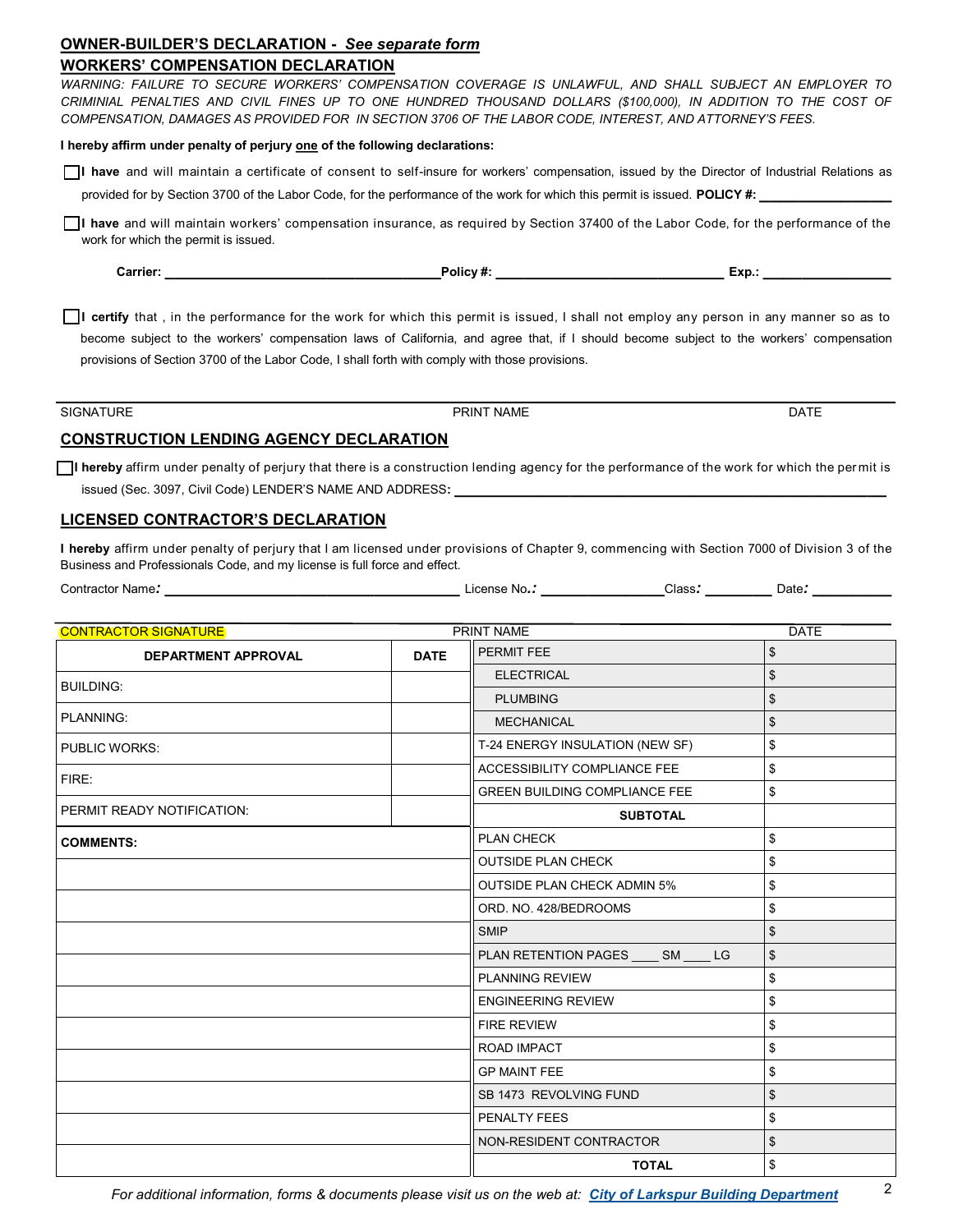## OWNER-BUILDER'S DECLARATION - *See separate form*

## WORKERS' COMPENSATION DECLARATION

*WARNING: FAILURE TO SECURE WORKERS' COMPENSATION COVERAGE IS UNLAWFUL, AND SHALL SUBJECT AN EMPLOYER TO CRIMINIAL PENALTIES AND CIVIL FINES UP TO ONE HUNDRED THOUSAND DOLLARS ($100,000), IN ADDITION TO THE COST OF COMPENSATION, DAMAGES AS PROVIDED FOR IN SECTION 3706 OF THE LABOR CODE, INTEREST, AND ATTORNEY'S FEES.*

**I hereby affirm under penalty of perjury one of the following declarations:**

☐ **I have** and will maintain a certificate of consent to self-insure for workers' compensation, issued by the Director of Industrial Relations as provided for by Section 3700 of the Labor Code, for the performance of the work for which this permit is issued. **POLICY #:** ___________________

☐ **I have** and will maintain workers' compensation insurance, as required by Section 37400 of the Labor Code, for the performance of the work for which the permit is issued.

**Carrier:** ______________________________________ **Policy #:** _______________________________ **Exp.:** __________________

☐ **I certify** that , in the performance for the work for which this permit is issued, I shall not employ any person in any manner so as to become subject to the workers' compensation laws of California, and agree that, if I should become subject to the workers' compensation provisions of Section 3700 of the Labor Code, I shall forth with comply with those provisions.

SIGNATURE　　　　　　　　　　PRINT NAME　　　　　　　　　　DATE

## CONSTRUCTION LENDING AGENCY DECLARATION

☐ **I hereby** affirm under penalty of perjury that there is a construction lending agency for the performance of the work for which the permit is issued (Sec. 3097, Civil Code) LENDER'S NAME AND ADDRESS: ____________________________________________________________

## LICENSED CONTRACTOR'S DECLARATION

**I hereby** affirm under penalty of perjury that I am licensed under provisions of Chapter 9, commencing with Section 7000 of Division 3 of the Business and Professionals Code, and my license is full force and effect.

Contractor Name: ________________________________________ License No.: _________________ Class: _________ Date: ___________

CONTRACTOR SIGNATURE　　　　　　　　　　PRINT NAME　　　　　　　　　　DATE

| DEPARTMENT APPROVAL | DATE |
|---|---|
| BUILDING: | |
| PLANNING: | |
| PUBLIC WORKS: | |
| FIRE: | |
| PERMIT READY NOTIFICATION: | |
| **COMMENTS:** | |
| | |
| | |
| | |
| | |
| | |
| | |
| | |
| | |
| | |
| | |

| | |
|---|---|
| PERMIT FEE | $ |
| ELECTRICAL | $ |
| PLUMBING | $ |
| MECHANICAL | $ |
| T-24 ENERGY INSULATION (NEW SF) | $ |
| ACCESSIBILITY COMPLIANCE FEE | $ |
| GREEN BUILDING COMPLIANCE FEE | $ |
| **SUBTOTAL** | |
| PLAN CHECK | $ |
| OUTSIDE PLAN CHECK | $ |
| OUTSIDE PLAN CHECK ADMIN 5% | $ |
| ORD. NO. 428/BEDROOMS | $ |
| SMIP | $ |
| PLAN RETENTION PAGES ____ SM ____ LG | $ |
| PLANNING REVIEW | $ |
| ENGINEERING REVIEW | $ |
| FIRE REVIEW | $ |
| ROAD IMPACT | $ |
| GP MAINT FEE | $ |
| SB 1473 REVOLVING FUND | $ |
| PENALTY FEES | $ |
| NON-RESIDENT CONTRACTOR | $ |
| **TOTAL** | $ |

*For additional information, forms & documents please visit us on the web at: [City of Larkspur Building Department]*